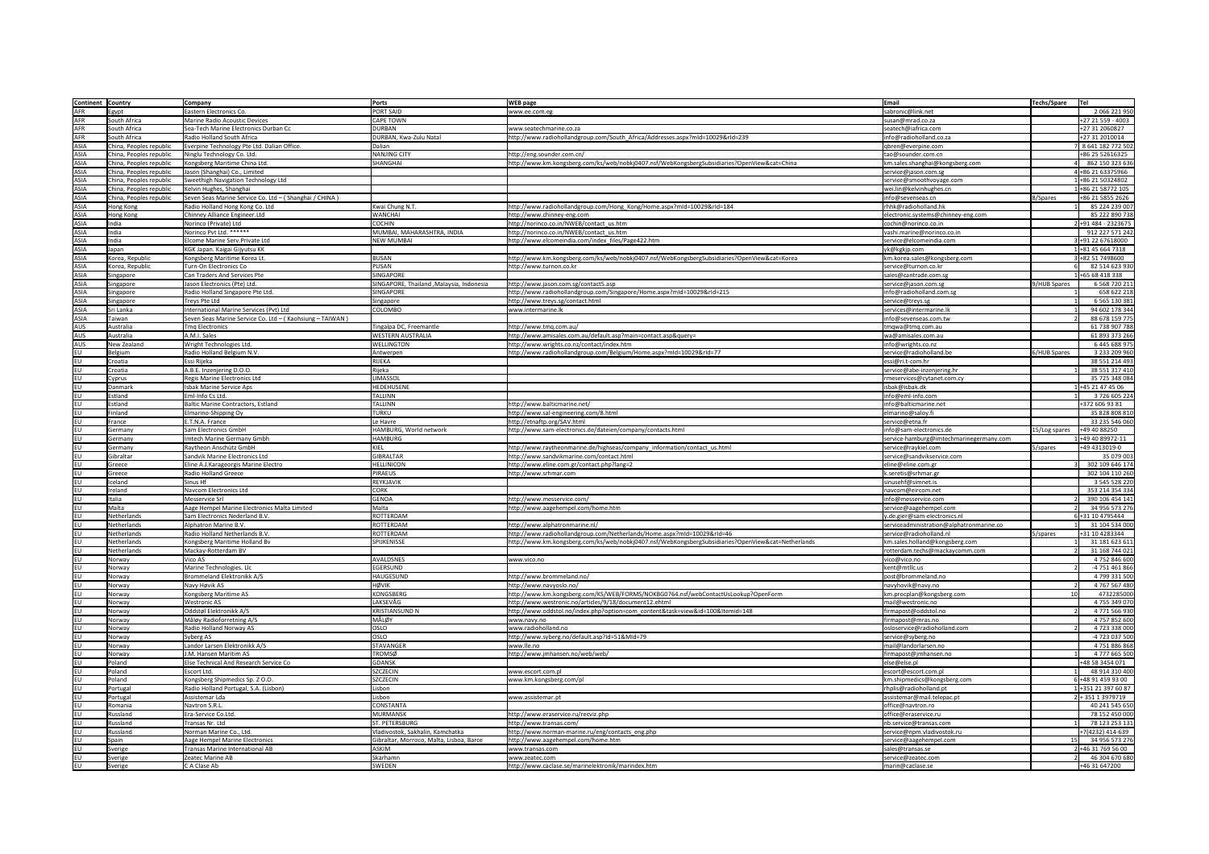| Continent | Country | Company | Ports | WEB page | Email | Techs/Spare | Tel |
|---|---|---|---|---|---|---|---|
| AFR | Egypt | Eastern Electronics Co. | PORT SAID | www.ee.com.eg | sabronic@link.net | | 2 066 221 950 |
| AFR | South Africa | Marine Radio Acoustic Devices | CAPE TOWN | | susan@mrad.co.za | | +27 21 559 - 4003 |
| AFR | South Africa | Sea-Tech Marine Electronics Durban Cc | DURBAN | www.seatechmarine.co.za | seatech@iafrica.com | | +27 31 2060827 |
| AFR | South Africa | Radio Holland South Africa | DURBAN, Kwa-Zulu Natal | http://www.radiohollandgroup.com/South_Africa/Addresses.aspx?mId=10029&rId=239 | info@radioholland.co.za | | +27 31 2010014 |
| ASIA | China, Peoples republic | Everpine Technology Pte Ltd. Dalian Office. | Dalian | | qbren@everpine.com | 7 | 8 641 182 772 502 |
| ASIA | China, Peoples republic | Ninglu Technology Co. Ltd. | NANJING CITY | http://eng.sounder.com.cn/ | tao@sounder.com.cn | | +86 25 52616325 |
| ASIA | China, Peoples republic | Kongsberg Maritime China Ltd. | SHANGHAI | http://www.km.kongsberg.com/ks/web/nobkj0407.nsf/WebKongsbergSubsidiaries?OpenView&cat=China | km.sales.shanghai@kongsberg.com | 4 | 862 150 323 636 |
| ASIA | China, Peoples republic | Jason (Shanghai) Co., Limited | | | service@jason.com.sg | 4 | +86 21 63375966 |
| ASIA | China, Peoples republic | Sweethigh Navigation Technology Ltd | | | service@smoothvoyage.com | 1 | +86 21 50324802 |
| ASIA | China, Peoples republic | Kelvin Hughes, Shanghai | | | wei.lin@kelvinhughes.cn | 1 | +86 21 58772 105 |
| ASIA | China, Peoples republic | Seven Seas Marine Service Co. Ltd – ( Shanghai / CHINA ) | | | info@sevenseas.cn | 8/Spares | +86 21 5855 2626 |
| ASIA | Hong Kong | Radio Holland Hong Kong Co. Ltd | Kwai Chung N.T. | http://www.radiohollandgroup.com/Hong_Kong/Home.aspx?mId=10029&rId=184 | rhhk@radioholland.hk | 1 | 85 224 239 007 |
| ASIA | Hong Kong | Chinney Alliance Engineer.Ltd | WANCHAI | http://www.chinney-eng.com | electronic.systems@chinney-eng.com | | 85 222 890 738 |
| ASIA | India | Norinco (Private) Ltd | COCHIN | http://norinco.co.in/NWEB/contact_us.htm | cochin@norinco.co.in | 2 | +91 484 - 2323675 |
| ASIA | India | Norinco Pvt Ltd. ****** | MUMBAI, MAHARASHTRA, INDIA | http://norinco.co.in/NWEB/contact_us.htm | vashi.marine@norinco.co.in | | 912 227 571 242 |
| ASIA | India | Elcome Marine Serv.Private Ltd | NEW MUMBAI | http://www.elcomeindia.com/index_files/Page422.htm | service@elcomeindia.com | 3 | +91 22 67618000 |
| ASIA | Japan | KGK Japan. Kaigai Gijyutsu KK | | | yk@kgkjp.com | 1 | +81 45 664 7318 |
| ASIA | Korea, Republic | Kongsberg Maritime Korea Lt. | BUSAN | http://www.km.kongsberg.com/ks/web/nobkj0407.nsf/WebKongsbergSubsidiaries?OpenView&cat=Korea | km.korea.sales@kongsberg.com | 3 | +82 51 7498600 |
| ASIA | Korea, Republic | Turn-On Electronics Co | PUSAN | http://www.turnon.co.kr | service@turnon.co.kr | 6 | 82 514 623 930 |
| ASIA | Singapore | Can Traders And Services Pte | SINGAPORE | | sales@cantrade.com.sg | 1 | +65 68 418 338 |
| ASIA | Singapore | Jason Electronics (Pte) Ltd. | SINGAPORE, Thailand ,Malaysia, Indonesia | http://www.jason.com.sg/contact5.asp | service@jason.com.sg | 9/HUB Spares | 6 568 720 211 |
| ASIA | Singapore | Radio Holland Singapore Pte Ltd. | SINGAPORE | http://www.radiohollandgroup.com/Singapore/Home.aspx?mId=10029&rId=215 | info@radioholland.com.sg | 1 | 658 622 218 |
| ASIA | Singapore | Treys Pte Ltd | Singapore | http://www.treys.sg/contact.html | service@treys.sg | 1 | 6 565 130 381 |
| ASIA | Sri Lanka | International Marine Services (Pvt) Ltd | COLOMBO | www.intermarine.lk | services@intermarine.lk | 1 | 94 602 178 344 |
| ASIA | Taiwan | Seven Seas Marine Service Co. Ltd – ( Kaohsiung – TAIWAN ) | | | info@sevenseas.com.tw | 2 | 88 678 159 775 |
| AUS | Australia | Tmq Electronics | Tingalpa DC, Freemantle | http://www.tmq.com.au/ | tmqwa@tmq.com.au | | 61 738 907 788 |
| AUS | Australia | A.M.I. Sales | WESTERN AUSTRALIA | http://www.amisales.com.au/default.asp?main=contact.asp&query= | wa@amisales.com.au | | 61 893 373 266 |
| AUS | New Zealand | Wright Technologies Ltd. | WELLINGTON | http://www.wrights.co.nz/contact/index.htm | info@wrights.co.nz | | 6 445 688 975 |
| EU | Belgium | Radio Holland Belgium N.V. | Antwerpen | http://www.radiohollandgroup.com/Belgium/Home.aspx?mId=10029&rId=77 | service@radioholland.be | 6/HUB Spares | 3 233 209 960 |
| EU | Croatia | Essi Rijeka | RIJEKA | | essi@ri.t-com.hr | | 38 551 214 493 |
| EU | Croatia | A.B.E. Inzenjering D.O.O. | Rijeka | | service@abe-inzenjering.hr | 1 | 38 551 317 410 |
| EU | Cyprus | Regis Marine Electronics Ltd | LIMASSOL | | rmeservices@cytanet.com.cy | | 35 725 348 084 |
| EU | Danmark | Isbak Marine Service Aps | HEDEHUSENE | | isbak@isbak.dk | 1 | +45 21 47 45 06 |
| EU | Estland | Eml-Info Cs Ltd. | TALLINN | | info@eml-info.com | 1 | 3 726 605 224 |
| EU | Estland | Baltic Marine Contractors, Estland | TALLINN | http://www.balticmarine.net/ | info@balticmarine.net | | +372 606 93 81 |
| EU | Finland | Elmarino-Shipping Oy | TURKU | http://www.sal-engineering.com/8.html | elmarino@saloy.fi | | 35 828 808 810 |
| EU | France | E.T.N.A. France | Le Havre | http://etnaftp.org/SAV.html | service@etna.fr | | 33 235 546 060 |
| EU | Germany | Sam Electronics GmbH | HAMBURG, World network | http://www.sam-electronics.de/dateien/company/contacts.html | info@sam-electronics.de | 15/Log spares | +49 40 88250 |
| EU | Germany | Imtech Marine Germany Gmbh | HAMBURG | | service-hamburg@imtechmarinegermany.com | 1 | +49 40 89972-11 |
| EU | Germany | Raytheon Anschütz GmbH | KIEL | http://www.raytheonmarine.de/highseas/company_information/contact_us.html | service@raykiel.com | 5/spares | +49 4313019-0 |
| EU | Gibraltar | Sandvik Marine Electronics Ltd | GIBRALTAR | http://www.sandvikmarine.com/contact.html | service@sandvikservice.com | | 35 079 003 |
| EU | Greece | Eline A.J.Karageorgis Marine Electro | HELLINICON | http://www.eline.com.gr/contact.php?lang=2 | eline@eline.com.gr | 3 | 302 109 646 174 |
| EU | Greece | Radio Holland Greece | PIRAEUS | http://www.srhmar.com | k.seretis@srhmar.gr | | 302 104 110 260 |
| EU | Iceland | Sinus Hf | REYKJAVIK | | sinusehf@simnet.is | | 3 545 528 220 |
| EU | Ireland | Navcom Electronics Ltd | CORK | | navcom@eircom.net | | 353 214 354 334 |
| EU | Italia | Messervice Srl | GENOA | http://www.messervice.com/ | info@messervice.com | 2 | 390 106 454 141 |
| EU | Malta | Aage Hempel Marine Electronics Malta Limited | Malta | http://www.aagehempel.com/home.htm | service@aagehempel.com | 2 | 34 956 573 276 |
| EU | Netherlands | Sam Electronics Nederland B.V. | ROTTERDAM | | y.de.gier@sam-electronics.nl | 6 | +31 10 4795444 |
| EU | Netherlands | Alphatron Marine B.V. | ROTTERDAM | http://www.alphatronmarine.nl/ | serviceadministration@alphatronmarine.nl | 1 | 31 104 534 000 |
| EU | Netherlands | Radio Holland Netherlands B.V. | ROTTERDAM | http://www.radiohollandgroup.com/Netherlands/Home.aspx?mId=10029&rId=46 | service@radioholland.nl | 5/spares | +31 10 4283344 |
| EU | Netherlands | Kongsberg Maritime Holland Bv | SPIJKENISSE | http://www.km.kongsberg.com/ks/web/nobkj0407.nsf/WebKongsbergSubsidiaries?OpenView&cat=Netherlands | km.sales.holland@kongsberg.com | 1 | 31 181 623 611 |
| EU | Netherlands | Mackay-Rotterdam BV | | | rotterdam.techs@mackaycomm.com | 2 | 31 168 744 021 |
| EU | Norway | Vico AS | AVALDSNES | www.vico.no | vico@vico.no | | 4 752 846 600 |
| EU | Norway | Marine Technologies. Llc | EGERSUND | | kent@mtllc.us | 2 | -4 751 461 866 |
| EU | Norway | Brommeland Elektronikk A/S | HAUGESUND | http://www.brommeland.no/ | post@brommeland.no | | 4 799 331 500 |
| EU | Norway | Navy Høvik AS | HØVIK | http://www.navyoslo.no/ | navyhovik@navy.no | 2 | 4 767 567 480 |
| EU | Norway | Kongsberg Maritime AS | KONGSBERG | http://www.km.kongsberg.com/KS/WEB/FORMS/NOKBG0764.nsf/webContactUsLookup?OpenForm | km.procplan@kongsberg.com | 10 | 4732285000 |
| EU | Norway | Westronic AS | LAKSEVÅG | http://www.westronic.no/articles/9/18/document12.ehtml | mail@westronic.no | | 4 755 349 070 |
| EU | Norway | Oddstøl Elektronikk A/S | KRISTIANSUND N | http://www.oddstol.no/index.php?option=com_content&task=view&id=100&Itemid=148 | firmapost@oddstol.no | 2 | 4 771 566 930 |
| EU | Norway | Måløy Radioforretning A/S | MÅLØY | www.navy.no | firmapost@mras.no | | 4 757 852 600 |
| EU | Norway | Radio Holland Norway AS | OSLO | www.radioholland.no | osloservice@radioholland.com | 2 | 4 723 338 000 |
| EU | Norway | Syberg AS | OSLO | http://www.syberg.no/default.asp?Id=51&MId=79 | service@syberg.no | | -4 723 037 500 |
| EU | Norway | Landør Larsen Elektronikk A/S | STAVANGER | www.lle.no | mail@landorlarsen.no | | 4 751 886 868 |
| EU | Norway | J.M. Hansen Maritim AS | TROMSØ | http://www.jmhansen.no/web/web/ | firmapost@jmhansen.no | 1 | 4 777 665 500 |
| EU | Poland | Else Technical And Research Service Co | GDANSK | | else@else.pl | | +48 58 3454 071 |
| EU | Poland | Escort Ltd. | SZCZECIN | www.escort.com.pl | escort@escort.com.pl | 1 | 48 914 310 400 |
| EU | Poland | Kongsberg Shipmedics Sp. Z O.O. | SZCZECIN | www.km.kongsberg.com/pl | km.shipmedics@kongsberg.com | 6 | +48 91 459 93 00 |
| EU | Portugal | Radio Holland Portugal, S.A. (Lisbon) | Lisbon | | rhplis@radioholland.pt | 1 | +351 21 397 60 87 |
| EU | Portugal | Assistemar Lda | Lisbon | www.assistemar.pt | assistemar@mail.telepac.pt | 2 | + 351 1 3979719 |
| EU | Romania | Navtron S.R.L. | CONSTANTA | | office@navtron.ro | | 40 241 545 650 |
| EU | Russland | Era-Service Co.Ltd. | MURMANSK | http://www.eraservice.ru/recviz.php | office@eraservice.ru | | 78 152 450 000 |
| EU | Russland | Transas Nr. Ltd | ST. PETERSBURG | http://www.transas.com/ | nb.service@transas.com | 1 | 78 123 253 131 |
| EU | Russland | Norman Marine Co., Ltd. | Vladivostok, Sakhalin, Kamchatka | http://www.norman-marine.ru/eng/contacts_eng.php | service@npm.vladivostok.ru | | +7(4232) 414-639 |
| EU | Spain | Aage Hempel Marine Electronics | Gibraltar, Morroco, Malta, Lisboa, Barce | http://www.aagehempel.com/home.htm | service@aagehempel.com | 15 | 34 956 573 276 |
| EU | Sverige | Transas Marine International AB | ASKIM | www.transas.com | sales@transas.se | 2 | +46 31 769 56 00 |
| EU | Sverige | Zeatec Marine AB | Skärhamn | www.zeatec.com | service@zeatec.com | 2 | 46 304 670 680 |
| EU | Sverige | C A Clase Ab | SWEDEN | http://www.caclase.se/marinelektronik/marindex.htm | marin@caclase.se | | +46 31 647200 |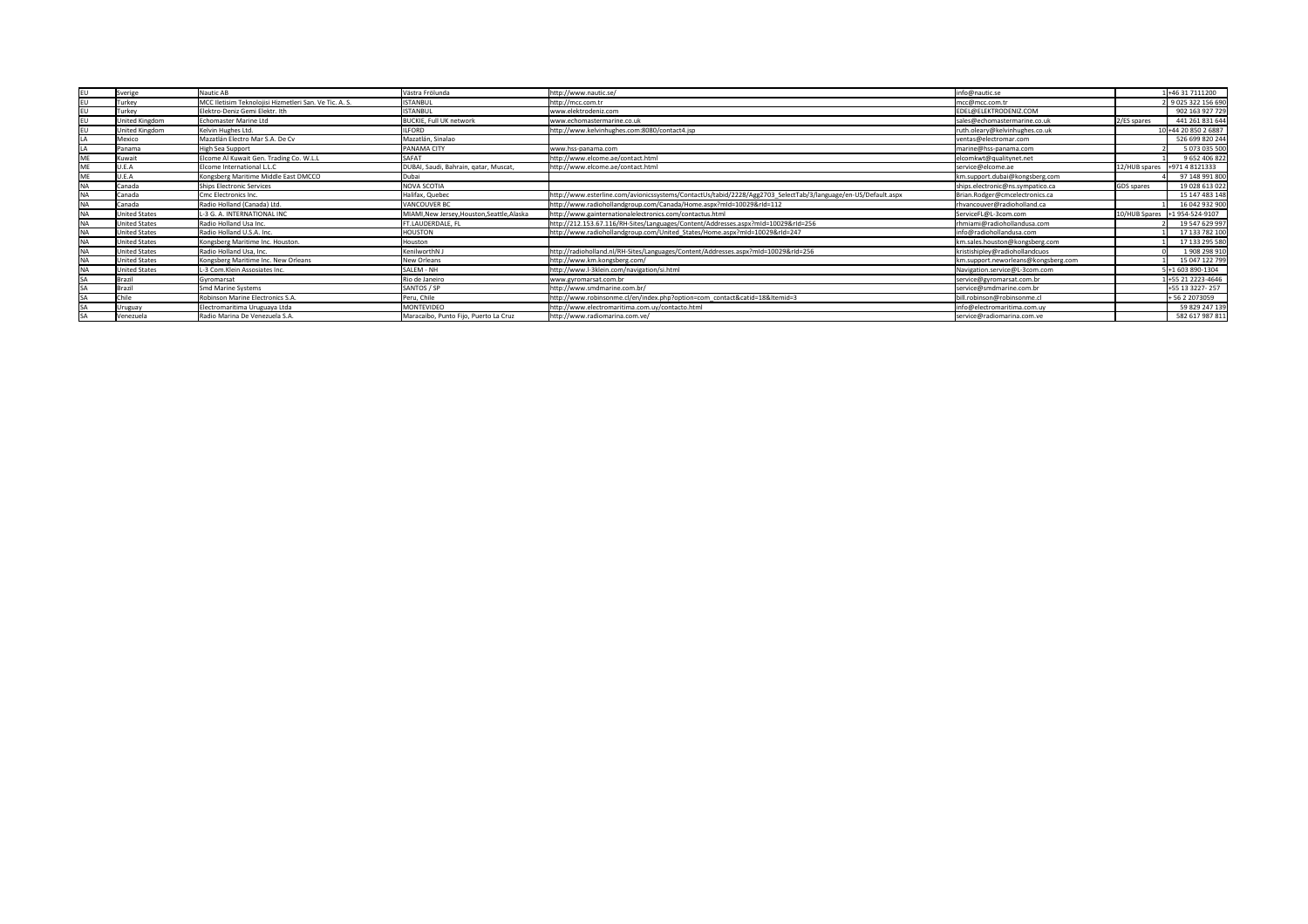| | | | | | | | |
|---|---|---|---|---|---|---|---|
| EU | Sverige | Nautic AB | Västra Frölunda | http://www.nautic.se/ | info@nautic.se | 1 | +46 31 7111200 |
| EU | Turkey | MCC Iletisim Teknolojisi Hizmetleri San. Ve Tic. A. S. | ISTANBUL | http://mcc.com.tr | mcc@mcc.com.tr | 2 | 9 025 322 156 690 |
| EU | Turkey | Elektro-Deniz Gemi Elektr. Ith | ISTANBUL | www.elektrodeniz.com | EDEL@ELEKTRODENIZ.COM | | 902 163 927 729 |
| EU | United Kingdom | Echomaster Marine Ltd | BUCKIE, Full UK network | www.echomastermarine.co.uk | sales@echomastermarine.co.uk | 2/ES spares | 441 261 831 644 |
| EU | United Kingdom | Kelvin Hughes Ltd. | ILFORD | http://www.kelvinhughes.com:8080/contact4.jsp | ruth.oleary@kelvinhughes.co.uk | 10 | +44 20 850 2 6887 |
| LA | Mexico | Mazatlán Electro Mar S.A. De Cv | Mazatlán, Sinalao | | ventas@electromar.com | | 526 699 820 244 |
| LA | Panama | High Sea Support | PANAMA CITY | www.hss-panama.com | marine@hss-panama.com | 2 | 5 073 035 500 |
| ME | Kuwait | Elcome Al Kuwait Gen. Trading Co. W.L.L | SAFAT | http://www.elcome.ae/contact.html | elcomkwt@qualitynet.net | 1 | 9 652 406 822 |
| ME | U.E.A | Elcome International L.L.C | DUBAI, Saudi, Bahrain, qatar, Muscat, | http://www.elcome.ae/contact.html | service@elcome.ae | 12/HUB spares | +971 4 8121333 |
| ME | U.E.A | Kongsberg Maritime Middle East DMCCO | Dubai | | km.support.dubai@kongsberg.com | 4 | 97 148 991 800 |
| NA | Canada | Ships Electronic Services | NOVA SCOTIA | | ships.electronic@ns.sympatico.ca | GDS spares | 19 028 613 022 |
| NA | Canada | Cmc Electronics Inc. | Halifax, Quebec | http://www.esterline.com/avionicssystems/ContactUs/tabid/2228/Agg2703_SelectTab/3/language/en-US/Default.aspx | Brian.Rodger@cmcelectronics.ca | | 15 147 483 148 |
| NA | Canada | Radio Holland (Canada) Ltd. | VANCOUVER BC | http://www.radiohollandgroup.com/Canada/Home.aspx?mId=10029&rId=112 | rhvancouver@radioholland.ca | 1 | 16 042 932 900 |
| NA | United States | L-3 G. A. INTERNATIONAL INC | MIAMI,New Jersey,Houston,Seattle,Alaska | http://www.gainternationalelectronics.com/contactus.html | ServiceFL@L-3com.com | 10/HUB Spares | +1 954-524-9107 |
| NA | United States | Radio Holland Usa Inc. | FT.LAUDERDALE, FL | http://212.153.67.116/RH-Sites/Languages/Content/Addresses.aspx?mId=10029&rId=256 | rhmiami@radiohollandusa.com | 2 | 19 547 629 997 |
| NA | United States | Radio Holland U.S.A. Inc. | HOUSTON | http://www.radiohollandgroup.com/United_States/Home.aspx?mId=10029&rId=247 | info@radiohollandusa.com | 1 | 17 133 782 100 |
| NA | United States | Kongsberg Maritime Inc. Houston. | Houston | | km.sales.houston@kongsberg.com | 1 | 17 133 295 580 |
| NA | United States | Radio Holland Usa, Inc. | KenilworthN J | http://radioholland.nl/RH-Sites/Languages/Content/Addresses.aspx?mId=10029&rId=256 | kristishipley@radiohollandcuos | 0 | 1 908 298 910 |
| NA | United States | Kongsberg Maritime Inc. New Orleans | New Orleans | http://www.km.kongsberg.com/ | km.support.neworleans@kongsberg.com | 1 | 15 047 122 799 |
| NA | United States | L-3 Com.Klein Assosiates Inc. | SALEM - NH | http://www.l-3klein.com/navigation/si.html | Navigation.service@L-3com.com | 5 | +1 603 890-1304 |
| SA | Brazil | Gyromarsat | Rio de Janeiro | www.gyromarsat.com.br | service@gyromarsat.com.br | 1 | +55 21 2223-4646 |
| SA | Brazil | Smd Marine Systems | SANTOS / SP | http://www.smdmarine.com.br/ | service@smdmarine.com.br | | +55 13 3227- 257 |
| SA | Chile | Robinson Marine Electronics S.A. | Peru, Chile | http://www.robinsonme.cl/en/index.php?option=com_contact&catid=18&Itemid=3 | bill.robinson@robinsonme.cl | | + 56 2 2073059 |
| SA | Uruguay | Electromaritima Uruguaya Ltda | MONTEVIDEO | http://www.electromaritima.com.uy/contacto.html | info@electromaritima.com.uy | | 59 829 247 139 |
| SA | Venezuela | Radio Marina De Venezuela S.A. | Maracaibo, Punto Fijo, Puerto La Cruz | http://www.radiomarina.com.ve/ | service@radiomarina.com.ve | | 582 617 987 811 |